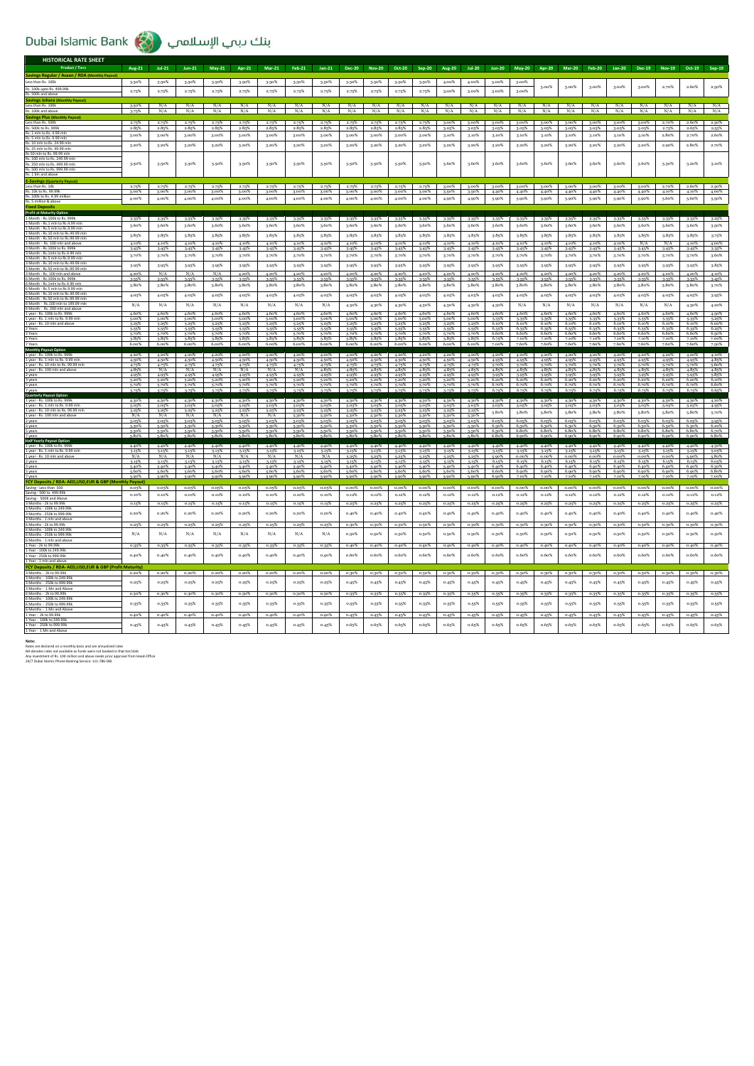# Dubai Islamic Bank بنك دبي الإسلامي

## HISTORICAL RATE SHEET

| Product / Tiers | Aug-21 | Jul-21 | Jun-21 | May-21 | Apr-21 | Mar-21 | Feb-21 | Jan-21 | Dec-20 | Nov-20 | Oct-20 | Sep-20 | Aug-20 | Jul-20 | Jun-20 | May-20 | Apr-20 | Mar-20 | Feb-20 | Jan-20 | Dec-19 | Nov-19 | Oct-19 | Sep-19 |
|---|---|---|---|---|---|---|---|---|---|---|---|---|---|---|---|---|---|---|---|---|---|---|---|---|
| **Savings Regular / Asaan / RDA (Monthly Payout)** | | | | | | | | | | | | | | | | | | | | | | | | |
| Less than Rs. 100k | 3.50% | 3.50% | 3.50% | 3.50% | 3.50% | 3.50% | 3.50% | 3.50% | 3.50% | 3.50% | 3.50% | 3.50% | 4.00% | 4.00% | 5.00% | 5.00% | 3.00% | 3.00% | 3.00% | 3.00% | 3.00% | 2.70% | 2.60% | 2.50% |
| Rs. 100k upto Rs. 499.99k | 2.75% | 2.75% | 2.75% | 2.75% | 2.75% | 2.75% | 2.75% | 2.75% | 2.75% | 2.75% | 2.75% | 2.75% | 3.00% | 3.00% | 3.00% | 3.00% | | | | | | | | |
| Rs. 500k and above | | | | | | | | | | | | | | | | | | | | | | | | |
| **Savings Johara (Monthly Payout)** | | | | | | | | | | | | | | | | | | | | | | | | |
| Less than Rs. 100k | 3.50% | N/A | N/A | N/A | N/A | N/A | N/A | N/A | N/A | N/A | N/A | N/A | N/A | N/A | N/A | N/A | N/A | N/A | N/A | N/A | N/A | N/A | N/A | N/A |
| Rs. 100k and above | 3.75% | N/A | N/A | N/A | N/A | N/A | N/A | N/A | N/A | N/A | N/A | N/A | N/A | N/A | N/A | N/A | N/A | N/A | N/A | N/A | N/A | N/A | N/A | N/A |
| **Savings Plus (Monthly Payout)** | | | | | | | | | | | | | | | | | | | | | | | | |
| Less than Rs. 500k | 2.75% | 2.75% | 2.75% | 2.75% | 2.75% | 2.75% | 2.75% | 2.75% | 2.75% | 2.75% | 2.75% | 2.75% | 3.00% | 3.00% | 3.00% | 3.00% | 3.00% | 3.00% | 3.00% | 3.00% | 3.00% | 2.70% | 2.60% | 2.50% |
| Rs. 500k to Rs. 999k | 2.85% | 2.85% | 2.85% | 2.85% | 2.85% | 2.85% | 2.85% | 2.85% | 2.85% | 2.85% | 2.85% | 2.85% | 3.05% | 3.05% | 3.05% | 3.05% | 3.05% | 3.05% | 3.05% | 3.05% | 3.05% | 2.75% | 2.65% | 2.55% |
| Rs. 1 mln to Rs. 4.99 mln | 3.00% | 3.00% | 3.00% | 3.00% | 3.00% | 3.00% | 3.00% | 3.00% | 3.00% | 3.00% | 3.00% | 3.00% | 3.10% | 3.10% | 3.10% | 3.10% | 3.10% | 3.10% | 3.10% | 3.10% | 3.10% | 2.80% | 2.70% | 2.60% |
| Rs. 5 mln to Rs. 9.99 mln | | | | | | | | | | | | | | | | | | | | | | | | |
| Rs. 10 mln to Rs. 24.99 mln | 3.20% | 3.20% | 3.20% | 3.20% | 3.20% | 3.20% | 3.20% | 3.20% | 3.20% | 3.20% | 3.20% | 3.20% | 3.20% | 3.20% | 3.20% | 3.20% | 3.20% | 3.20% | 3.20% | 3.20% | 3.20% | 2.90% | 2.80% | 2.70% |
| Rs. 25 mln to Rs. 49.99 mln | | | | | | | | | | | | | | | | | | | | | | | | |
| Rs. 50 mln to Rs. 99.99 mln | 3.50% | 3.50% | 3.50% | 3.50% | 3.50% | 3.50% | 3.50% | 3.50% | 3.50% | 3.50% | 3.50% | 3.50% | 3.60% | 3.60% | 3.60% | 3.60% | 3.60% | 3.60% | 3.60% | 3.60% | 3.60% | 3.30% | 3.20% | 3.10% |
| Rs. 100 mln to Rs. 249.99 mln | | | | | | | | | | | | | | | | | | | | | | | | |
| Rs. 250 mln to Rs. 499.99 mln | | | | | | | | | | | | | | | | | | | | | | | | |
| Rs. 500 mln to Rs. 999.99 mln | | | | | | | | | | | | | | | | | | | | | | | | |
| Rs. 1 bln and above | | | | | | | | | | | | | | | | | | | | | | | | |
| **E-Savings (Quarterly Payout)** | | | | | | | | | | | | | | | | | | | | | | | | |
| Less than Rs. 10k | 2.75% | 2.75% | 2.75% | 2.75% | 2.75% | 2.75% | 2.75% | 2.75% | 2.75% | 2.75% | 2.75% | 2.75% | 3.00% | 3.00% | 3.00% | 3.00% | 3.00% | 3.00% | 3.00% | 3.00% | 3.00% | 2.70% | 2.60% | 2.50% |
| Rs. 10k to Rs. 99.99k | 3.00% | 3.00% | 3.00% | 3.00% | 3.00% | 3.00% | 3.00% | 3.00% | 3.00% | 3.00% | 3.00% | 3.00% | 3.50% | 3.50% | 4.40% | 4.40% | 4.40% | 4.40% | 4.40% | 4.40% | 4.40% | 4.10% | 4.10% | 4.00% |
| Rs. 100k to Rs. 4.99 million | 4.00% | 4.00% | 4.00% | 4.00% | 4.00% | 4.00% | 4.00% | 4.00% | 4.00% | 4.00% | 4.00% | 4.00% | 4.90% | 4.90% | 5.90% | 5.90% | 5.90% | 5.90% | 5.90% | 5.90% | 5.90% | 5.60% | 5.60% | 5.50% |
| Rs. 5 million & above | | | | | | | | | | | | | | | | | | | | | | | | |
| **Fixed Deposits** | | | | | | | | | | | | | | | | | | | | | | | | |
| **Profit at Maturity Option** | | | | | | | | | | | | | | | | | | | | | | | | |
| 1 Month - Rs. 100k to Rs. 999k | 3.35% | 3.35% | 3.35% | 3.35% | 3.35% | 3.35% | 3.35% | 3.35% | 3.35% | 3.35% | 3.35% | 3.35% | 3.35% | 3.35% | 3.35% | 3.35% | 3.35% | 3.35% | 3.35% | 3.35% | 3.35% | 3.35% | 3.35% | 3.45% |
| 1 Month - Rs. 1 mln to Rs. 4.99 mln | 3.60% | 3.60% | 3.60% | 3.60% | 3.60% | 3.60% | 3.60% | 3.60% | 3.60% | 3.60% | 3.60% | 3.60% | 3.60% | 3.60% | 3.60% | 3.60% | 3.60% | 3.60% | 3.60% | 3.60% | 3.60% | 3.60% | 3.60% | 3.50% |
| 1 Month - Rs. 5 mln to Rs. 9.99 mln | | | | | | | | | | | | | | | | | | | | | | | | |
| 1 Month - Rs. 10 mln to Rs. 49.99 mln | 3.85% | 3.85% | 3.85% | 3.85% | 3.85% | 3.85% | 3.85% | 3.85% | 3.85% | 3.85% | 3.85% | 3.85% | 3.85% | 3.85% | 3.85% | 3.85% | 3.85% | 3.85% | 3.85% | 3.85% | 3.85% | 3.85% | 3.85% | 3.75% |
| 1 Month - Rs. 50 mln to Rs. 99.99 mln | | | | | | | | | | | | | | | | | | | | | | | | |
| 1 Month - Rs. 100 mln and above | 4.10% | 4.10% | 4.10% | 4.10% | 4.10% | 4.10% | 4.10% | 4.10% | 4.10% | 4.10% | 4.10% | 4.10% | 4.10% | 4.10% | 4.10% | 4.10% | 4.10% | 4.10% | 4.10% | 4.10% | 4.10% | N/A | 4.10% | 4.00% |
| 3 Month - Rs. 100k to Rs. 999k | 3.45% | 3.45% | 3.45% | 3.45% | 3.45% | 3.45% | 3.45% | 3.45% | 3.45% | 3.45% | 3.45% | 3.45% | 3.45% | 3.45% | 3.45% | 3.45% | 3.45% | 3.45% | 3.45% | 3.45% | 3.45% | 3.45% | 3.45% | 3.35% |
| 3 Month - Rs. 1 mln to Rs. 4.99 mln | 3.70% | 3.70% | 3.70% | 3.70% | 3.70% | 3.70% | 3.70% | 3.70% | 3.70% | 3.70% | 3.70% | 3.70% | 3.70% | 3.70% | 3.70% | 3.70% | 3.70% | 3.70% | 3.70% | 3.70% | 3.70% | 3.70% | 3.70% | 3.60% |
| 3 Month - Rs. 5 mln to Rs. 9.99 mln | | | | | | | | | | | | | | | | | | | | | | | | |
| 3 Month - Rs. 10 mln to Rs. 49.99 mln | 3.95% | 3.95% | 3.95% | 3.95% | 3.95% | 3.95% | 3.95% | 3.95% | 3.95% | 3.95% | 3.95% | 3.95% | 3.95% | 3.95% | 3.95% | 3.95% | 3.95% | 3.95% | 3.95% | 3.95% | 3.95% | 3.95% | 3.95% | 3.85% |
| 3 Month - Rs. 50 mln to Rs. 99.99 mln | | | | | | | | | | | | | | | | | | | | | | | | |
| 3 Month - Rs. 100 mln and above | 4.20% | N/A | N/A | N/A | 4.20% | 4.20% | 4.20% | 4.20% | 4.20% | 4.20% | 4.20% | 4.20% | 4.20% | 4.20% | 4.20% | 4.20% | 4.20% | 4.20% | 4.20% | 4.20% | 4.20% | 4.20% | 4.20% | 4.10% |
| 6 Month - Rs. 100k to Rs. 999k | 3.55% | 3.55% | 3.55% | 3.55% | 3.55% | 3.55% | 3.55% | 3.55% | 3.55% | 3.55% | 3.55% | 3.55% | 3.55% | 3.55% | 3.55% | 3.55% | 3.55% | 3.55% | 3.55% | 3.55% | 3.55% | 3.55% | 3.55% | 3.45% |
| 6 Month - Rs. 1 mln to Rs. 4.99 mln | 3.80% | 3.80% | 3.80% | 3.80% | 3.80% | 3.80% | 3.80% | 3.80% | 3.80% | 3.80% | 3.80% | 3.80% | 3.80% | 3.80% | 3.80% | 3.80% | 3.80% | 3.80% | 3.80% | 3.80% | 3.80% | 3.80% | 3.80% | 3.70% |
| 6 Month - Rs. 5 mln to Rs. 9.99 mln | | | | | | | | | | | | | | | | | | | | | | | | |
| 6 Month - Rs. 10 mln to Rs. 49.99 mln | 4.05% | 4.05% | 4.05% | 4.05% | 4.05% | 4.05% | 4.05% | 4.05% | 4.05% | 4.05% | 4.05% | 4.05% | 4.05% | 4.05% | 4.05% | 4.05% | 4.05% | 4.05% | 4.05% | 4.05% | 4.05% | 4.05% | 4.05% | 3.95% |
| 6 Month - Rs. 50 mln to Rs. 99.99 mln | | | | | | | | | | | | | | | | | | | | | | | | |
| 6 Month - Rs. 100 mln to Rs. 199.99 mln | N/A | N/A | N/A | N/A | N/A | N/A | N/A | N/A | 4.30% | 4.30% | 4.30% | 4.30% | 4.30% | 4.30% | 4.30% | N/A | N/A | N/A | N/A | N/A | N/A | N/A | 4.30% | 4.20% |
| 6 Month - Rs. 200 mln and above | | | | | | | | | | | | | | | | | | | | | | | | |
| 1 year - Rs. 100k to Rs. 999k | 4.60% | 4.60% | 4.60% | 4.60% | 4.60% | 4.60% | 4.60% | 4.60% | 4.60% | 4.60% | 4.60% | 4.60% | 4.60% | 4.60% | 4.60% | 4.60% | 4.60% | 4.60% | 4.60% | 4.60% | 4.60% | 4.60% | 4.60% | 4.50% |
| 1 year - Rs. 1 mln to Rs. 9.99 mln | 5.00% | 5.00% | 5.00% | 5.00% | 5.00% | 5.00% | 5.00% | 5.00% | 5.00% | 5.00% | 5.00% | 5.00% | 5.00% | 5.00% | 5.15% | 5.15% | 5.15% | 5.15% | 5.15% | 5.15% | 5.15% | 5.15% | 5.15% | 5.05% |
| 1 year - Rs. 10 mln and above | 5.25% | 5.25% | 5.25% | 5.25% | 5.25% | 5.25% | 5.25% | 5.25% | 5.25% | 5.25% | 5.25% | 5.25% | 5.25% | 5.25% | 6.10% | 6.10% | 6.10% | 6.10% | 6.10% | 6.10% | 6.10% | 6.10% | 6.10% | 6.00% |
| 2 Years | 5.55% | 5.55% | 5.55% | 5.55% | 5.55% | 5.55% | 5.55% | 5.55% | 5.55% | 5.55% | 5.55% | 5.55% | 5.55% | 5.55% | 6.35% | 6.35% | 6.35% | 6.35% | 6.35% | 6.35% | 6.35% | 6.35% | 6.35% | 6.25% |
| 3 Years | 5.70% | 5.70% | 5.70% | 5.70% | 5.70% | 5.70% | 5.70% | 5.70% | 5.70% | 5.70% | 5.70% | 5.70% | 5.70% | 5.70% | 6.60% | 6.60% | 6.60% | 6.60% | 6.60% | 6.60% | 6.60% | 6.60% | 6.60% | 6.50% |
| 5 Years | 5.85% | 5.85% | 5.85% | 5.85% | 5.85% | 5.85% | 5.85% | 5.85% | 5.85% | 5.85% | 5.85% | 5.85% | 5.85% | 5.85% | 6.75% | 7.10% | 7.10% | 7.10% | 7.10% | 7.10% | 7.10% | 7.10% | 7.10% | 7.00% |
| 7 Years | 6.00% | 6.00% | 6.00% | 6.00% | 6.00% | 6.00% | 6.00% | 6.00% | 6.00% | 6.00% | 6.00% | 6.00% | 6.00% | 6.00% | 7.00% | 7.60% | 7.60% | 7.60% | 7.60% | 7.60% | 7.60% | 7.60% | 7.60% | 7.50% |
| **Monthly Payout Option** | | | | | | | | | | | | | | | | | | | | | | | | |
| 1 year - Rs. 100k to Rs. 999k | 4.20% | 4.20% | 4.20% | 4.20% | 4.20% | 4.20% | 4.20% | 4.20% | 4.20% | 4.20% | 4.20% | 4.20% | 4.20% | 4.20% | 4.20% | 4.20% | 4.20% | 4.20% | 4.20% | 4.20% | 4.20% | 4.20% | 4.20% | 4.10% |
| 1 year - Rs. 1 mln to Rs. 9.99 mln | 4.50% | 4.50% | 4.50% | 4.50% | 4.50% | 4.50% | 4.50% | 4.50% | 4.50% | 4.50% | 4.50% | 4.50% | 4.50% | 4.50% | 4.95% | 4.95% | 4.95% | 4.95% | 4.95% | 4.95% | 4.95% | 4.95% | 4.95% | 4.85% |
| 1 year - Rs. 10 mln to Rs. 99.99 mln | 4.75% | 4.75% | 4.75% | 4.75% | 4.75% | 4.75% | 4.75% | 4.75% | 4.75% | 4.75% | 4.75% | 4.75% | 4.75% | 4.75% | 5.70% | 5.70% | 5.70% | 5.70% | 5.70% | 5.70% | 5.70% | 5.70% | 5.70% | 5.60% |
| 1 year - Rs. 100 mln and above | 4.85% | N/A | N/A | N/A | N/A | N/A | N/A | 4.85% | 4.85% | 4.85% | 4.85% | 4.85% | 4.85% | 4.85% | 4.85% | 4.85% | 4.85% | 4.85% | 4.85% | 4.85% | 4.85% | 4.85% | 4.85% | 4.85% |
| 2 years | 4.95% | 4.95% | 4.95% | 4.95% | 4.95% | 4.95% | 4.95% | 4.95% | 4.95% | 4.95% | 4.95% | 4.95% | 4.95% | 4.95% | 5.95% | 5.95% | 5.95% | 5.95% | 5.95% | 5.95% | 5.95% | 5.95% | 5.95% | 5.85% |
| 3 years | 5.20% | 5.20% | 5.20% | 5.20% | 5.20% | 5.20% | 5.20% | 5.20% | 5.20% | 5.20% | 5.20% | 5.20% | 5.20% | 5.20% | 6.20% | 6.20% | 6.20% | 6.20% | 6.20% | 6.20% | 6.20% | 6.20% | 6.20% | 6.10% |
| 5 years | 5.70% | 5.70% | 5.70% | 5.70% | 5.70% | 5.70% | 5.70% | 5.70% | 5.70% | 5.70% | 5.70% | 5.70% | 5.70% | 5.70% | 6.70% | 6.70% | 6.70% | 6.70% | 6.70% | 6.70% | 6.70% | 6.70% | 6.70% | 6.60% |
| 7 years | 5.75% | 5.75% | 5.75% | 5.75% | 5.75% | 5.75% | 5.75% | 5.75% | 5.75% | 5.75% | 5.75% | 5.75% | 5.75% | 5.75% | 6.75% | 6.75% | 6.75% | 6.75% | 6.75% | 6.75% | 6.75% | 6.75% | 6.75% | 6.65% |
| **Quarterly Payout Option** | | | | | | | | | | | | | | | | | | | | | | | | |
| 1 year - Rs. 100k to Rs. 999k | 4.30% | 4.30% | 4.30% | 4.30% | 4.30% | 4.30% | 4.30% | 4.30% | 4.30% | 4.30% | 4.30% | 4.30% | 4.30% | 4.30% | 4.30% | 4.30% | 4.30% | 4.30% | 4.30% | 4.30% | 4.30% | 4.30% | 4.30% | 4.20% |
| 1 year - Rs. 1 mln to Rs. 9.99 mln | 5.05% | 5.05% | 5.05% | 5.05% | 5.05% | 5.05% | 5.05% | 5.05% | 5.05% | 5.05% | 5.05% | 5.05% | 5.05% | 5.05% | 5.05% | 5.05% | 5.05% | 5.05% | 5.05% | 5.05% | 5.05% | 5.05% | 5.05% | 4.95% |
| 1 year - Rs. 10 mln to Rs. 99.99 mln | 5.25% | 5.25% | 5.25% | 5.25% | 5.25% | 5.25% | 5.25% | 5.25% | 5.25% | 5.25% | 5.25% | 5.25% | 5.25% | 5.25% | 5.80% | 5.80% | 5.80% | 5.80% | 5.80% | 5.80% | 5.80% | 5.80% | 5.80% | 5.70% |
| 1 year - Rs. 100 mln and above | N/A | N/A | N/A | N/A | N/A | N/A | N/A | N/A | N/A | N/A | N/A | N/A | N/A | N/A | | | | | | | | | | |
| 2 years | 5.05% | 5.05% | 5.05% | 5.05% | 5.05% | 5.05% | 5.05% | 5.05% | 5.05% | 5.05% | 5.05% | 5.05% | 5.05% | 5.05% | 6.05% | 6.05% | 6.05% | 6.05% | 6.05% | 6.05% | 6.05% | 6.05% | 6.05% | 5.95% |
| 3 years | 5.30% | 5.30% | 5.30% | 5.30% | 5.30% | 5.30% | 5.30% | 5.30% | 5.30% | 5.30% | 5.30% | 5.30% | 5.30% | 5.30% | 6.30% | 6.30% | 6.30% | 6.30% | 6.30% | 6.30% | 6.30% | 6.30% | 6.30% | 6.20% |
| 5 years | 5.90% | 5.90% | 5.90% | 5.90% | 5.90% | 5.90% | 5.90% | 5.90% | 5.90% | 5.90% | 5.90% | 5.90% | 5.90% | 5.90% | 6.80% | 6.80% | 6.80% | 6.80% | 6.80% | 6.80% | 6.80% | 6.80% | 6.80% | 6.70% |
| 7 years | 5.80% | 5.80% | 5.80% | 5.80% | 5.80% | 5.80% | 5.80% | 5.80% | 5.80% | 5.80% | 5.80% | 5.80% | 5.80% | 5.80% | 6.90% | 6.90% | 6.90% | 6.90% | 6.90% | 6.90% | 6.90% | 6.90% | 6.90% | 6.80% |
| **Half Yearly Payout Option** | | | | | | | | | | | | | | | | | | | | | | | | |
| 1 year - Rs. 100k to Rs. 999k | 4.40% | 4.40% | 4.40% | 4.40% | 4.40% | 4.40% | 4.40% | 4.40% | 4.40% | 4.40% | 4.40% | 4.40% | 4.40% | 4.40% | 4.40% | 4.40% | 4.40% | 4.40% | 4.40% | 4.40% | 4.40% | 4.40% | 4.40% | 4.30% |
| 1 year - Rs. 1 mln to Rs. 9.99 mln | 5.15% | 5.15% | 5.15% | 5.15% | 5.15% | 5.15% | 5.15% | 5.15% | 5.15% | 5.15% | 5.15% | 5.15% | 5.15% | 5.15% | 5.15% | 5.15% | 5.15% | 5.15% | 5.15% | 5.15% | 5.15% | 5.15% | 5.15% | 5.05% |
| 1 year - Rs. 10 mln and above | N/A | N/A | N/A | N/A | N/A | N/A | N/A | N/A | 5.25% | 5.25% | 5.25% | 5.25% | 5.25% | 5.25% | 5.90% | 5.90% | 5.90% | 5.90% | 5.90% | 5.90% | 5.90% | 5.90% | 5.90% | 5.80% |
| 2 years | 5.15% | 5.15% | 5.15% | 5.15% | 5.15% | 5.15% | 5.15% | 5.15% | 5.15% | 5.15% | 5.15% | 5.15% | 5.15% | 5.15% | 6.15% | 6.15% | 6.15% | 6.15% | 6.15% | 6.15% | 6.15% | 6.15% | 6.15% | 6.05% |
| 3 years | 5.40% | 5.40% | 5.40% | 5.40% | 5.40% | 5.40% | 5.40% | 5.40% | 5.40% | 5.40% | 5.40% | 5.40% | 5.40% | 5.40% | 6.40% | 6.40% | 6.40% | 6.40% | 6.40% | 6.40% | 6.40% | 6.40% | 6.40% | 6.30% |
| 5 years | 5.60% | 5.60% | 5.60% | 5.60% | 5.60% | 5.60% | 5.60% | 5.60% | 5.60% | 5.60% | 5.60% | 5.60% | 5.60% | 5.60% | 6.90% | 6.90% | 6.90% | 6.90% | 6.90% | 6.90% | 6.90% | 6.90% | 6.90% | 6.80% |
| 7 years | 5.90% | 5.90% | 5.90% | 5.90% | 5.90% | 5.90% | 5.90% | 5.90% | 5.90% | 5.90% | 5.90% | 5.90% | 5.90% | 5.90% | 7.10% | 7.10% | 7.10% | 7.10% | 7.10% | 7.10% | 7.10% | 7.10% | 7.10% | 7.00% |
| **FCY Deposits / RDA- AED,USD,EUR & GBP (Monthly Payout)** | | | | | | | | | | | | | | | | | | | | | | | | |
| Saving - Less than 500 | 0.05% | 0.05% | 0.05% | 0.05% | 0.05% | 0.05% | 0.05% | 0.05% | 0.00% | 0.00% | 0.00% | 0.00% | 0.00% | 0.00% | 0.00% | 0.00% | 0.00% | 0.00% | 0.00% | 0.00% | 0.00% | 0.00% | 0.00% | 0.00% |
| Saving - 500 to 499.99k | 0.10% | 0.10% | 0.10% | 0.10% | 0.10% | 0.10% | 0.10% | 0.10% | 0.12% | 0.12% | 0.12% | 0.12% | 0.12% | 0.12% | 0.12% | 0.12% | 0.12% | 0.12% | 0.12% | 0.12% | 0.12% | 0.12% | 0.12% | 0.12% |
| Saving - 500k and Above | | | | | | | | | | | | | | | | | | | | | | | | |
| 3 Months - 2k to 99.99k | 0.15% | 0.15% | 0.15% | 0.15% | 0.15% | 0.15% | 0.15% | 0.15% | 0.25% | 0.25% | 0.25% | 0.25% | 0.25% | 0.25% | 0.25% | 0.25% | 0.25% | 0.25% | 0.25% | 0.25% | 0.25% | 0.25% | 0.25% | 0.25% |
| 3 Months - 100k to 249.99k | 0.20% | 0.20% | 0.20% | 0.20% | 0.20% | 0.20% | 0.20% | 0.20% | 0.40% | 0.40% | 0.40% | 0.40% | 0.40% | 0.40% | 0.40% | 0.40% | 0.40% | 0.40% | 0.40% | 0.40% | 0.40% | 0.40% | 0.40% | 0.40% |
| 3 Months - 250k to 999.99k | | | | | | | | | | | | | | | | | | | | | | | | |
| 3 Months - 1 mln and above | | | | | | | | | | | | | | | | | | | | | | | | |
| 6 Months - 2k to 99.99k | 0.25% | 0.25% | 0.25% | 0.25% | 0.25% | 0.25% | 0.25% | 0.25% | 0.30% | 0.30% | 0.30% | 0.30% | 0.30% | 0.30% | 0.30% | 0.30% | 0.30% | 0.30% | 0.30% | 0.30% | 0.30% | 0.30% | 0.30% | 0.30% |
| 6 Months - 100k to 249.99k | N/A | N/A | N/A | N/A | N/A | N/A | N/A | N/A | 0.50% | 0.50% | 0.50% | 0.50% | 0.50% | 0.50% | 0.50% | 0.50% | 0.50% | 0.50% | 0.50% | 0.50% | 0.50% | 0.50% | 0.50% | 0.50% |
| 6 Months - 250k to 999.99k | | | | | | | | | | | | | | | | | | | | | | | | |
| 6 Months - 1 mln and above | | | | | | | | | | | | | | | | | | | | | | | | |
| 1 Year - 2k to 99.99k | 0.35% | 0.35% | 0.35% | 0.35% | 0.35% | 0.35% | 0.35% | 0.35% | 0.40% | 0.40% | 0.40% | 0.40% | 0.40% | 0.40% | 0.40% | 0.40% | 0.40% | 0.40% | 0.40% | 0.40% | 0.40% | 0.40% | 0.40% | 0.40% |
| 1 Year - 100k to 249.99k | 0.40% | 0.40% | 0.40% | 0.40% | 0.40% | 0.40% | 0.40% | 0.40% | 0.60% | 0.60% | 0.60% | 0.60% | 0.60% | 0.60% | 0.60% | 0.60% | 0.60% | 0.60% | 0.60% | 0.60% | 0.60% | 0.60% | 0.60% | 0.60% |
| 1 Year - 250k to 999.99k | | | | | | | | | | | | | | | | | | | | | | | | |
| 1 Year - 1 mln and above | | | | | | | | | | | | | | | | | | | | | | | | |
| **FCY Deposits / RDA- AED,USD,EUR & GBP (Profit at Maturity)** | | | | | | | | | | | | | | | | | | | | | | | | |
| 3 Months - 2k to 99.99k | 0.20% | 0.20% | 0.20% | 0.20% | 0.20% | 0.20% | 0.20% | 0.20% | 0.30% | 0.30% | 0.30% | 0.30% | 0.30% | 0.30% | 0.30% | 0.30% | 0.30% | 0.30% | 0.30% | 0.30% | 0.30% | 0.30% | 0.30% | 0.30% |
| 3 Months - 100k to 249.99k | 0.25% | 0.25% | 0.25% | 0.25% | 0.25% | 0.25% | 0.25% | 0.25% | 0.45% | 0.45% | 0.45% | 0.45% | 0.45% | 0.45% | 0.45% | 0.45% | 0.45% | 0.45% | 0.45% | 0.45% | 0.45% | 0.45% | 0.45% | 0.45% |
| 3 Months - 250k to 999.99k | | | | | | | | | | | | | | | | | | | | | | | | |
| 3 Months - 1 Mln and Above | | | | | | | | | | | | | | | | | | | | | | | | |
| 6 Months - 2k to 99.99k | 0.30% | 0.30% | 0.30% | 0.30% | 0.30% | 0.30% | 0.30% | 0.30% | 0.35% | 0.35% | 0.35% | 0.35% | 0.35% | 0.35% | 0.35% | 0.35% | 0.35% | 0.35% | 0.35% | 0.35% | 0.35% | 0.35% | 0.35% | 0.35% |
| 6 Months - 100k to 249.99k | 0.35% | 0.35% | 0.35% | 0.35% | 0.35% | 0.35% | 0.35% | 0.35% | 0.55% | 0.55% | 0.55% | 0.55% | 0.55% | 0.55% | 0.55% | 0.55% | 0.55% | 0.55% | 0.55% | 0.55% | 0.55% | 0.55% | 0.55% | 0.55% |
| 6 Months - 250k to 999.99k | | | | | | | | | | | | | | | | | | | | | | | | |
| 6 Months - 1 Mln and Above | | | | | | | | | | | | | | | | | | | | | | | | |
| 1 Year - 2k to 99.99k | 0.40% | 0.40% | 0.40% | 0.40% | 0.40% | 0.40% | 0.40% | 0.40% | 0.45% | 0.45% | 0.45% | 0.45% | 0.45% | 0.45% | 0.45% | 0.45% | 0.45% | 0.45% | 0.45% | 0.45% | 0.45% | 0.45% | 0.45% | 0.45% |
| 1 Year - 100k to 249.99k | 0.45% | 0.45% | 0.45% | 0.45% | 0.45% | 0.45% | 0.45% | 0.45% | 0.65% | 0.65% | 0.65% | 0.65% | 0.65% | 0.65% | 0.65% | 0.65% | 0.65% | 0.65% | 0.65% | 0.65% | 0.65% | 0.65% | 0.65% | 0.65% |
| 1 Year - 250k to 999.99k | | | | | | | | | | | | | | | | | | | | | | | | |
| 1 Year - 1 Mln and Above | | | | | | | | | | | | | | | | | | | | | | | | |

**Note:**

Rates are declared on a monthly basis and are annualized rates

NA denotes rates not available as funds were not booked in that tier/slab

Any investment of Rs. 100 million and above needs prior approval from Head-Office

24/7 Dubai Islamic Phone Banking Service: 111-786-DIB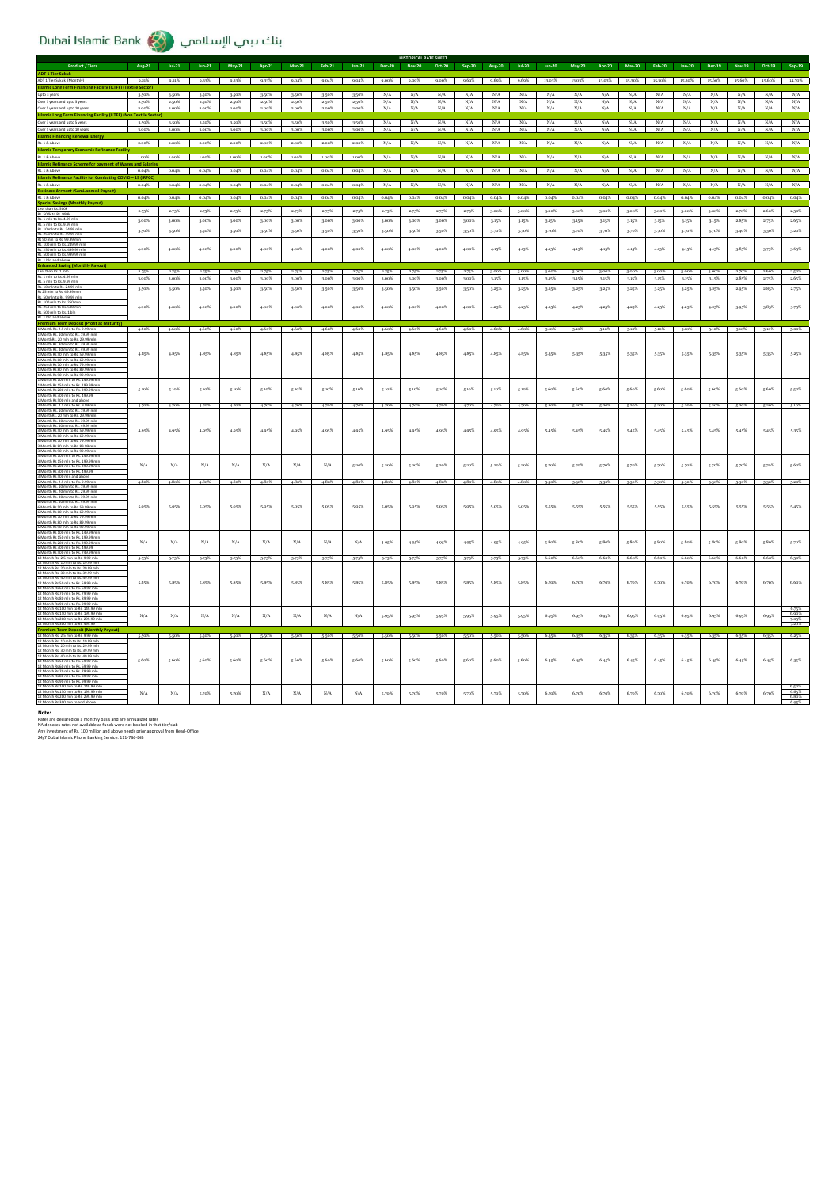# Dubai Islamic Bank بنك دبي الإسلامي

## HISTORICAL RATE SHEET

| Product / Tiers | Aug-21 | Jul-21 | Jun-21 | May-21 | Apr-21 | Mar-21 | Feb-21 | Jan-21 | Dec-20 | Nov-20 | Oct-20 | Sep-20 | Aug-20 | Jul-20 | Jun-20 | May-20 | Apr-20 | Mar-20 | Feb-20 | Jan-20 | Dec-19 | Nov-19 | Oct-19 | Sep-19 |
|---|---|---|---|---|---|---|---|---|---|---|---|---|---|---|---|---|---|---|---|---|---|---|---|---|
| **ADT 1 Tier Sukuk** | | | | | | | | | | | | | | | | | | | | | | | | |
| ADT 1 Tier Sukuk (Monthly) | 9.21% | 9.21% | 9.33% | 9.33% | 9.33% | 9.04% | 9.04% | 9.04% | 9.00% | 9.00% | 9.00% | 9.69% | 9.69% | 9.69% | 13.03% | 13.03% | 13.03% | 15.30% | 15.30% | 15.30% | 15.60% | 15.60% | 15.60% | 14.70% |
| **Islamic Long Term Financing Facility (ILTFF) (Textile Sector)** | | | | | | | | | | | | | | | | | | | | | | | | |
| Upto 3 years | 3.50% | 3.50% | 3.50% | 3.50% | 3.50% | 3.50% | 3.50% | 3.50% | N/A | N/A | N/A | N/A | N/A | N/A | N/A | N/A | N/A | N/A | N/A | N/A | N/A | N/A | N/A | N/A |
| Over 3 years and upto 5 years | 2.50% | 2.50% | 2.50% | 2.50% | 2.50% | 2.50% | 2.50% | 2.50% | N/A | N/A | N/A | N/A | N/A | N/A | N/A | N/A | N/A | N/A | N/A | N/A | N/A | N/A | N/A | N/A |
| Over 5 years and upto 10 years | 2.00% | 2.00% | 2.00% | 2.00% | 2.00% | 2.00% | 2.00% | 2.00% | N/A | N/A | N/A | N/A | N/A | N/A | N/A | N/A | N/A | N/A | N/A | N/A | N/A | N/A | N/A | N/A |
| **Islamic Long Term Financing Facility (ILTFF) (Non Textile Sector)** | | | | | | | | | | | | | | | | | | | | | | | | |
| Over 3 years and upto 5 years | 3.50% | 3.50% | 3.50% | 3.50% | 3.50% | 3.50% | 3.50% | 3.50% | N/A | N/A | N/A | N/A | N/A | N/A | N/A | N/A | N/A | N/A | N/A | N/A | N/A | N/A | N/A | N/A |
| Over 5 years and upto 10 years | 3.00% | 3.00% | 3.00% | 3.00% | 3.00% | 3.00% | 3.00% | 3.00% | N/A | N/A | N/A | N/A | N/A | N/A | N/A | N/A | N/A | N/A | N/A | N/A | N/A | N/A | N/A | N/A |
| **Islamic Financing Renewal Energy** | | | | | | | | | | | | | | | | | | | | | | | | |
| Rs. 1 & Above | 2.00% | 2.00% | 2.00% | 2.00% | 2.00% | 2.00% | 2.00% | 2.00% | N/A | N/A | N/A | N/A | N/A | N/A | N/A | N/A | N/A | N/A | N/A | N/A | N/A | N/A | N/A | N/A |
| **Islamic Temporary Economic Refinance Facility** | | | | | | | | | | | | | | | | | | | | | | | | |
| Rs. 1 & Above | 1.00% | 1.00% | 1.00% | 1.00% | 1.00% | 1.00% | 1.00% | 1.00% | N/A | N/A | N/A | N/A | N/A | N/A | N/A | N/A | N/A | N/A | N/A | N/A | N/A | N/A | N/A | N/A |
| **Islamic Refinance Scheme for payment of Wages and Salaries** | | | | | | | | | | | | | | | | | | | | | | | | |
| Rs. 1 & Above | 0.04% | 0.04% | 0.04% | 0.04% | 0.04% | 0.04% | 0.04% | 0.04% | N/A | N/A | N/A | N/A | N/A | N/A | N/A | N/A | N/A | N/A | N/A | N/A | N/A | N/A | N/A | N/A |
| **Islamic Refinance Facility for Combating COVID – 19 (IRFCC)** | | | | | | | | | | | | | | | | | | | | | | | | |
| Rs. 1 & Above | 0.04% | 0.04% | 0.04% | 0.04% | 0.04% | 0.04% | 0.04% | 0.04% | N/A | N/A | N/A | N/A | N/A | N/A | N/A | N/A | N/A | N/A | N/A | N/A | N/A | N/A | N/A | N/A |
| **Business Account (Semi-annual Payout)** | | | | | | | | | | | | | | | | | | | | | | | | |
| Rs. 1 & Above | 0.04% | 0.04% | 0.04% | 0.04% | 0.04% | 0.04% | 0.04% | 0.04% | 0.04% | 0.04% | 0.04% | 0.04% | 0.04% | 0.04% | 0.04% | 0.04% | 0.04% | 0.04% | 0.04% | 0.04% | 0.04% | 0.04% | 0.04% | 0.04% |
| **Special Savings (Monthly Payout)** | | | | | | | | | | | | | | | | | | | | | | | | |
| Less than Rs. 500k | 2.75% | 2.75% | 2.75% | 2.75% | 2.75% | 2.75% | 2.75% | 2.75% | 2.75% | 2.75% | 2.75% | 2.75% | 3.00% | 3.00% | 3.00% | 3.00% | 3.00% | 3.00% | 3.00% | 3.00% | 3.00% | 2.70% | 2.60% | 2.50% |
| Rs. 500k to Rs. 999k; Rs. 1 mln to Rs. 4.99 mln | 3.00% | 3.00% | 3.00% | 3.00% | 3.00% | 3.00% | 3.00% | 3.00% | 3.00% | 3.00% | 3.00% | 3.00% | 3.15% | 3.15% | 3.15% | 3.15% | 3.15% | 3.15% | 3.15% | 3.15% | 3.15% | 2.85% | 2.75% | 2.65% |
| Rs. 5 mln to Rs. 9.99 mln; Rs. 10 mln to Rs. 24.99 mln | 3.50% | 3.50% | 3.50% | 3.50% | 3.50% | 3.50% | 3.50% | 3.50% | 3.50% | 3.50% | 3.50% | 3.50% | 3.25% | 3.25% | 3.25% | 3.25% | 3.25% | 3.25% | 3.25% | 3.25% | 3.25% | 2.95% | 2.85% | 2.75% |
| Rs. 25 mln to Rs. 49.99 mln; Rs. 50 mln to Rs. 99.99 mln | 3.50% | 3.50% | 3.50% | 3.50% | 3.50% | 3.50% | 3.50% | 3.50% | 3.50% | 3.50% | 3.50% | 3.50% | 3.70% | 3.70% | 3.70% | 3.70% | 3.70% | 3.70% | 3.70% | 3.70% | 3.70% | 3.40% | 3.30% | 3.20% |
| Rs. 100 mln to Rs. 249.99 mln; Rs. 250 mln to Rs. 499.99 mln; Rs. 500 mln to Rs. 999.99 mln; Rs. 1 bln and above | 4.00% | 4.00% | 4.00% | 4.00% | 4.00% | 4.00% | 4.00% | 4.00% | 4.00% | 4.00% | 4.00% | 4.00% | 4.15% | 4.15% | 4.15% | 4.15% | 4.15% | 4.15% | 4.15% | 4.15% | 4.15% | 3.85% | 3.75% | 3.65% |
| **Enhanced Saving (Monthly Payout)** | | | | | | | | | | | | | | | | | | | | | | | | |
| Less than Rs. 1 mln | 2.75% | 2.75% | 2.75% | 2.75% | 2.75% | 2.75% | 2.75% | 2.75% | 2.75% | 2.75% | 2.75% | 2.75% | 3.00% | 3.00% | 3.00% | 3.00% | 3.00% | 3.00% | 3.00% | 3.00% | 3.00% | 2.70% | 2.60% | 2.50% |
| Rs. 1 mln to Rs. 4.99 mln; Rs. 5 mln to Rs. 9.99 mln | 3.00% | 3.00% | 3.00% | 3.00% | 3.00% | 3.00% | 3.00% | 3.00% | 3.00% | 3.00% | 3.00% | 3.00% | 3.15% | 3.15% | 3.15% | 3.15% | 3.15% | 3.15% | 3.15% | 3.15% | 3.15% | 2.85% | 2.75% | 2.65% |
| Rs. 10 mln to Rs. 24.99 mln; Rs. 25 mln to Rs. 49.99 mln | 3.50% | 3.50% | 3.50% | 3.50% | 3.50% | 3.50% | 3.50% | 3.50% | 3.50% | 3.50% | 3.50% | 3.50% | 3.25% | 3.25% | 3.25% | 3.25% | 3.25% | 3.25% | 3.25% | 3.25% | 3.25% | 2.95% | 2.85% | 2.75% |
| Rs. 50 mln to Rs. 99.99 mln; Rs. 100 mln to Rs. 249.99 mln; Rs. 250 mln to Rs. 499.99 mln; Rs. 500 mln to Rs. 1 bln; Rs. 1 bln and above | 4.00% | 4.00% | 4.00% | 4.00% | 4.00% | 4.00% | 4.00% | 4.00% | 4.00% | 4.00% | 4.00% | 4.00% | 4.25% | 4.25% | 4.25% | 4.25% | 4.25% | 4.25% | 4.25% | 4.25% | 4.25% | 3.95% | 3.85% | 3.75% |
| **Premium Term Deposit (Profit at Maturity)** | | | | | | | | | | | | | | | | | | | | | | | | |
| 1 Month Rs. 2.5 mln to Rs. 9.99 mln | 4.60% | 4.60% | 4.60% | 4.60% | 4.60% | 4.60% | 4.60% | 4.60% | 4.60% | 4.60% | 4.60% | 4.60% | 4.60% | 4.60% | 5.10% | 5.10% | 5.10% | 5.10% | 5.10% | 5.10% | 5.10% | 5.10% | 5.10% | 5.00% |
| 1 Month Rs. 10 mln to Rs. 99.99 mln | 4.85% | 4.85% | 4.85% | 4.85% | 4.85% | 4.85% | 4.85% | 4.85% | 4.85% | 4.85% | 4.85% | 4.85% | 4.85% | 4.85% | 5.35% | 5.35% | 5.35% | 5.35% | 5.35% | 5.35% | 5.35% | 5.35% | 5.35% | 5.25% |
| 1 Month Rs. 100 mln and above | 5.10% | 5.10% | 5.10% | 5.10% | 5.10% | 5.10% | 5.10% | 5.10% | 5.10% | 5.10% | 5.10% | 5.10% | 5.10% | 5.10% | 5.60% | 5.60% | 5.60% | 5.60% | 5.60% | 5.60% | 5.60% | 5.60% | 5.60% | 5.50% |
| 3 Month Rs. 2.5 mln to Rs. 9.99 mln | 4.70% | 4.70% | 4.70% | 4.70% | 4.70% | 4.70% | 4.70% | 4.70% | 4.70% | 4.70% | 4.70% | 4.70% | 4.70% | 4.70% | 5.20% | 5.20% | 5.20% | 5.20% | 5.20% | 5.20% | 5.20% | 5.20% | 5.20% | 5.10% |
| 3 Month Rs. 10 mln to Rs. 99.99 mln | 4.95% | 4.95% | 4.95% | 4.95% | 4.95% | 4.95% | 4.95% | 4.95% | 4.95% | 4.95% | 4.95% | 4.95% | 4.95% | 4.95% | 5.45% | 5.45% | 5.45% | 5.45% | 5.45% | 5.45% | 5.45% | 5.45% | 5.45% | 5.35% |
| 3 Month Rs. 100 mln and above | N/A | N/A | N/A | N/A | N/A | N/A | N/A | N/A | 5.20% | 5.20% | 5.20% | 5.20% | 5.20% | 5.20% | 5.70% | 5.70% | 5.70% | 5.70% | 5.70% | 5.70% | 5.70% | 5.70% | 5.70% | 5.60% |
| 6 Month Rs. 2.5 mln to Rs. 9.99 mln | 4.80% | 4.80% | 4.80% | 4.80% | 4.80% | 4.80% | 4.80% | 4.80% | 4.80% | 4.80% | 4.80% | 4.80% | 4.80% | 4.80% | 5.30% | 5.30% | 5.30% | 5.30% | 5.30% | 5.30% | 5.30% | 5.30% | 5.30% | 5.20% |
| 6 Month Rs. 10 mln to Rs. 99.99 mln | 5.05% | 5.05% | 5.05% | 5.05% | 5.05% | 5.05% | 5.05% | 5.05% | 5.05% | 5.05% | 5.05% | 5.05% | 5.05% | 5.05% | 5.55% | 5.55% | 5.55% | 5.55% | 5.55% | 5.55% | 5.55% | 5.55% | 5.55% | 5.45% |
| 6 Month Rs. 100 mln and above | N/A | N/A | N/A | N/A | N/A | N/A | N/A | N/A | 4.95% | 4.95% | 4.95% | 4.95% | 4.95% | 4.95% | 5.80% | 5.80% | 5.80% | 5.80% | 5.80% | 5.80% | 5.80% | 5.80% | 5.80% | 5.70% |
| 12 Month Rs. 2.5 mln to Rs. 9.99 mln | 5.75% | 5.75% | 5.75% | 5.75% | 5.75% | 5.75% | 5.75% | 5.75% | 5.75% | 5.75% | 5.75% | 5.75% | 5.75% | 5.75% | 6.60% | 6.60% | 6.60% | 6.60% | 6.60% | 6.60% | 6.60% | 6.60% | 6.60% | 6.50% |
| 12 Month Rs. 10 mln to Rs. 99.99 mln | 5.85% | 5.85% | 5.85% | 5.85% | 5.85% | 5.85% | 5.85% | 5.85% | 5.85% | 5.85% | 5.85% | 5.85% | 5.85% | 5.85% | 6.70% | 6.70% | 6.70% | 6.70% | 6.70% | 6.70% | 6.70% | 6.70% | 6.70% | 6.60% |
| 12 Month Rs. 100 mln and above | N/A | N/A | N/A | N/A | N/A | N/A | N/A | N/A | 5.95% | 5.95% | 5.95% | 5.95% | 5.95% | 5.95% | 6.95% | 6.95% | 6.95% | 6.95% | 6.95% | 6.95% | 6.95% | 6.95% | 6.95% | 6.75% / 6.90% / 7.05% / 7.20% |
| **Premium Term Deposit (Monthly Payout)** | | | | | | | | | | | | | | | | | | | | | | | | |
| 12 Month Rs. 2.5 mln to Rs. 9.99 mln | 5.50% | 5.50% | 5.50% | 5.50% | 5.50% | 5.50% | 5.50% | 5.50% | 5.50% | 5.50% | 5.50% | 5.50% | 5.50% | 5.50% | 6.35% | 6.35% | 6.35% | 6.35% | 6.35% | 6.35% | 6.35% | 6.35% | 6.35% | 6.25% |
| 12 Month Rs. 10 mln to Rs. 99.99 mln | 5.60% | 5.60% | 5.60% | 5.60% | 5.60% | 5.60% | 5.60% | 5.60% | 5.60% | 5.60% | 5.60% | 5.60% | 5.60% | 5.60% | 6.45% | 6.45% | 6.45% | 6.45% | 6.45% | 6.45% | 6.45% | 6.45% | 6.45% | 6.35% |
| 12 Month Rs. 100 mln and above | N/A | N/A | 5.70% | 5.70% | N/A | N/A | N/A | N/A | 5.70% | 5.70% | 5.70% | 5.70% | 5.70% | 5.70% | 6.70% | 6.70% | 6.70% | 6.70% | 6.70% | 6.70% | 6.70% | 6.70% | 6.70% | 6.50% / 6.65% / 6.80% / 6.95% |

**Note:**

Rates are declared on a monthly basis and are annualized rates
NA denotes rates not available as funds were not booked in that tier/slab
Any investment of Rs. 100 million and above needs prior approval from Head-Office
24/7 Dubai Islamic Phone Banking Service: 111-786-DIB